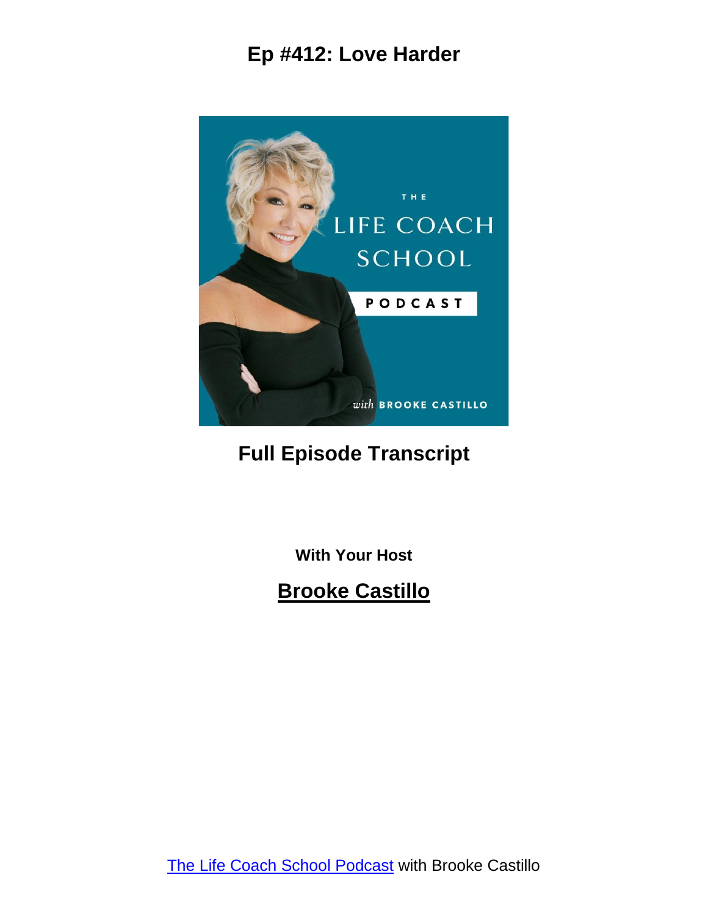# Ep #412: Love Harder

## Full Episode Transcript

**With Your Host**

**Brooke Castillo**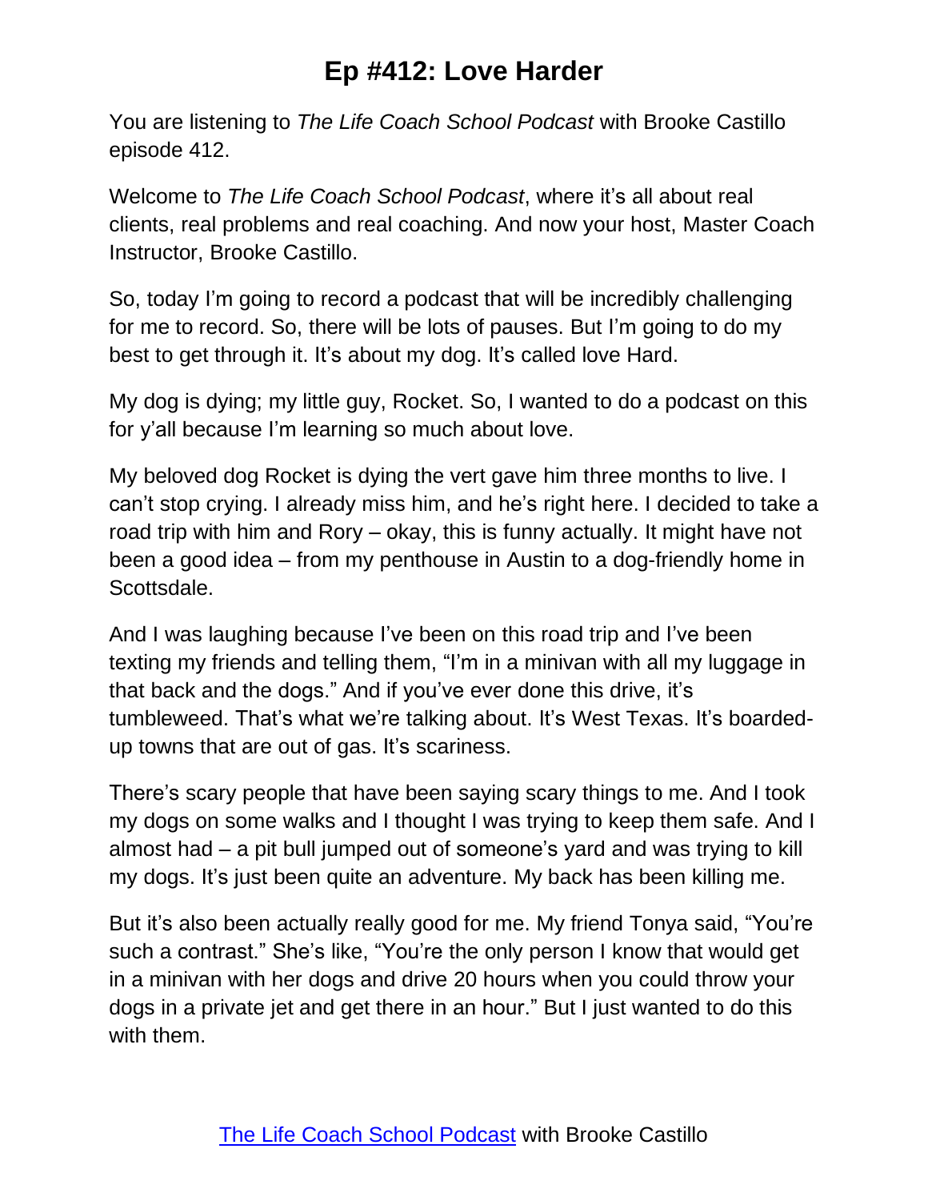# Ep #412: Love Harder

You are listening to *The Life Coach School Podcast* with Brooke Castillo episode 412.

Welcome to *The Life Coach School Podcast*, where it's all about real clients, real problems and real coaching. And now your host, Master Coach Instructor, Brooke Castillo.

So, today I'm going to record a podcast that will be incredibly challenging for me to record. So, there will be lots of pauses. But I'm going to do my best to get through it. It's about my dog. It's called love Hard.

My dog is dying; my little guy, Rocket. So, I wanted to do a podcast on this for y'all because I'm learning so much about love.

My beloved dog Rocket is dying the vert gave him three months to live. I can't stop crying. I already miss him, and he's right here. I decided to take a road trip with him and Rory – okay, this is funny actually. It might have not been a good idea – from my penthouse in Austin to a dog-friendly home in Scottsdale.

And I was laughing because I've been on this road trip and I've been texting my friends and telling them, "I'm in a minivan with all my luggage in that back and the dogs." And if you've ever done this drive, it's tumbleweed. That's what we're talking about. It's West Texas. It's boarded-up towns that are out of gas. It's scariness.

There's scary people that have been saying scary things to me. And I took my dogs on some walks and I thought I was trying to keep them safe. And I almost had – a pit bull jumped out of someone's yard and was trying to kill my dogs. It's just been quite an adventure. My back has been killing me.

But it's also been actually really good for me. My friend Tonya said, "You're such a contrast." She's like, "You're the only person I know that would get in a minivan with her dogs and drive 20 hours when you could throw your dogs in a private jet and get there in an hour." But I just wanted to do this with them.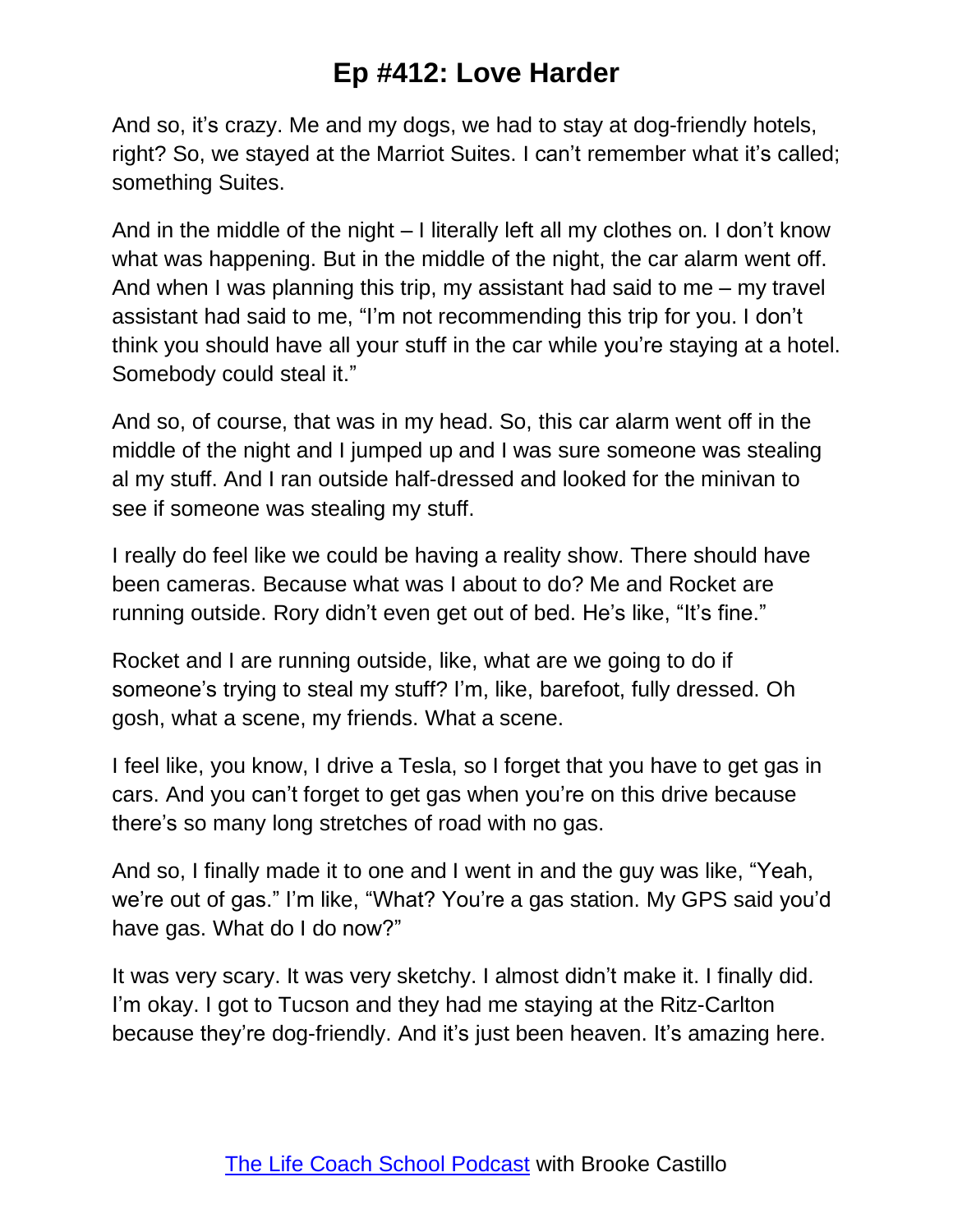And so, it's crazy. Me and my dogs, we had to stay at dog-friendly hotels, right? So, we stayed at the Marriot Suites. I can't remember what it's called; something Suites.

And in the middle of the night – I literally left all my clothes on. I don't know what was happening. But in the middle of the night, the car alarm went off. And when I was planning this trip, my assistant had said to me – my travel assistant had said to me, "I'm not recommending this trip for you. I don't think you should have all your stuff in the car while you're staying at a hotel. Somebody could steal it."

And so, of course, that was in my head. So, this car alarm went off in the middle of the night and I jumped up and I was sure someone was stealing al my stuff. And I ran outside half-dressed and looked for the minivan to see if someone was stealing my stuff.

I really do feel like we could be having a reality show. There should have been cameras. Because what was I about to do? Me and Rocket are running outside. Rory didn't even get out of bed. He's like, "It's fine."

Rocket and I are running outside, like, what are we going to do if someone's trying to steal my stuff? I'm, like, barefoot, fully dressed. Oh gosh, what a scene, my friends. What a scene.

I feel like, you know, I drive a Tesla, so I forget that you have to get gas in cars. And you can't forget to get gas when you're on this drive because there's so many long stretches of road with no gas.

And so, I finally made it to one and I went in and the guy was like, "Yeah, we're out of gas." I'm like, "What? You're a gas station. My GPS said you'd have gas. What do I do now?"

It was very scary. It was very sketchy. I almost didn't make it. I finally did. I'm okay. I got to Tucson and they had me staying at the Ritz-Carlton because they're dog-friendly. And it's just been heaven. It's amazing here.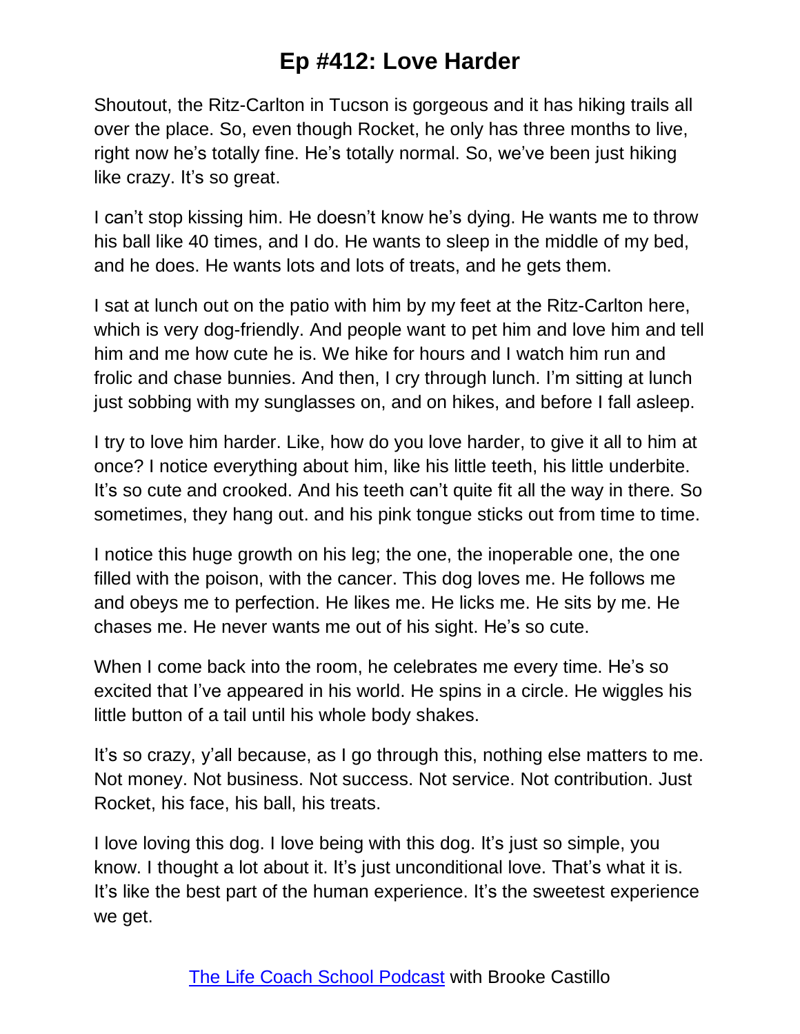Shoutout, the Ritz-Carlton in Tucson is gorgeous and it has hiking trails all over the place. So, even though Rocket, he only has three months to live, right now he's totally fine. He's totally normal. So, we've been just hiking like crazy. It's so great.

I can't stop kissing him. He doesn't know he's dying. He wants me to throw his ball like 40 times, and I do. He wants to sleep in the middle of my bed, and he does. He wants lots and lots of treats, and he gets them.

I sat at lunch out on the patio with him by my feet at the Ritz-Carlton here, which is very dog-friendly. And people want to pet him and love him and tell him and me how cute he is. We hike for hours and I watch him run and frolic and chase bunnies. And then, I cry through lunch. I'm sitting at lunch just sobbing with my sunglasses on, and on hikes, and before I fall asleep.

I try to love him harder. Like, how do you love harder, to give it all to him at once? I notice everything about him, like his little teeth, his little underbite. It's so cute and crooked. And his teeth can't quite fit all the way in there. So sometimes, they hang out. and his pink tongue sticks out from time to time.

I notice this huge growth on his leg; the one, the inoperable one, the one filled with the poison, with the cancer. This dog loves me. He follows me and obeys me to perfection. He likes me. He licks me. He sits by me. He chases me. He never wants me out of his sight. He's so cute.

When I come back into the room, he celebrates me every time. He's so excited that I've appeared in his world. He spins in a circle. He wiggles his little button of a tail until his whole body shakes.

It's so crazy, y'all because, as I go through this, nothing else matters to me. Not money. Not business. Not success. Not service. Not contribution. Just Rocket, his face, his ball, his treats.

I love loving this dog. I love being with this dog. It's just so simple, you know. I thought a lot about it. It's just unconditional love. That's what it is. It's like the best part of the human experience. It's the sweetest experience we get.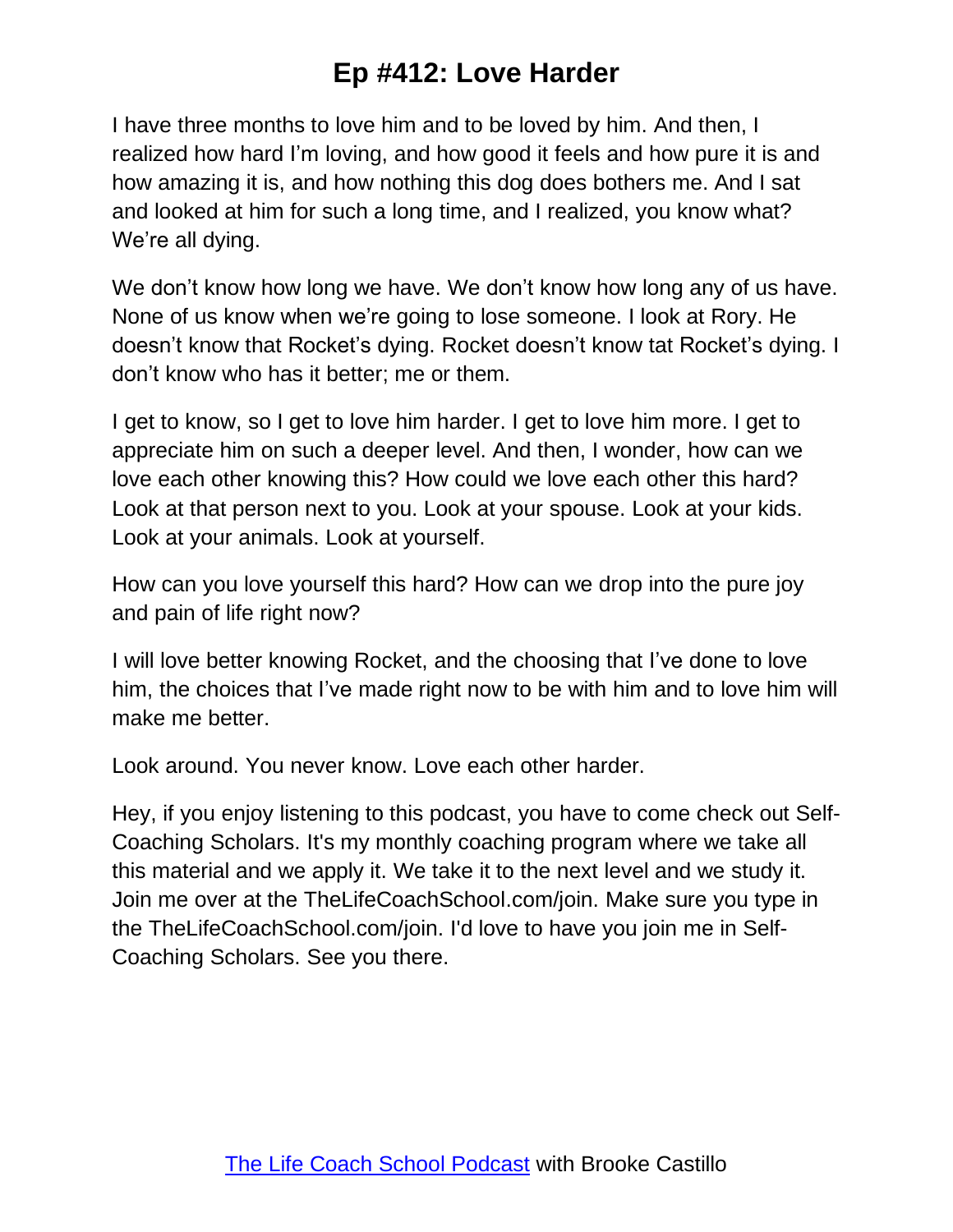# Ep #412: Love Harder

I have three months to love him and to be loved by him. And then, I realized how hard I'm loving, and how good it feels and how pure it is and how amazing it is, and how nothing this dog does bothers me. And I sat and looked at him for such a long time, and I realized, you know what? We're all dying.

We don't know how long we have. We don't know how long any of us have. None of us know when we're going to lose someone. I look at Rory. He doesn't know that Rocket's dying. Rocket doesn't know tat Rocket's dying. I don't know who has it better; me or them.

I get to know, so I get to love him harder. I get to love him more. I get to appreciate him on such a deeper level. And then, I wonder, how can we love each other knowing this? How could we love each other this hard? Look at that person next to you. Look at your spouse. Look at your kids. Look at your animals. Look at yourself.

How can you love yourself this hard? How can we drop into the pure joy and pain of life right now?

I will love better knowing Rocket, and the choosing that I've done to love him, the choices that I've made right now to be with him and to love him will make me better.

Look around. You never know. Love each other harder.

Hey, if you enjoy listening to this podcast, you have to come check out Self-Coaching Scholars. It's my monthly coaching program where we take all this material and we apply it. We take it to the next level and we study it. Join me over at the TheLifeCoachSchool.com/join. Make sure you type in the TheLifeCoachSchool.com/join. I'd love to have you join me in Self-Coaching Scholars. See you there.